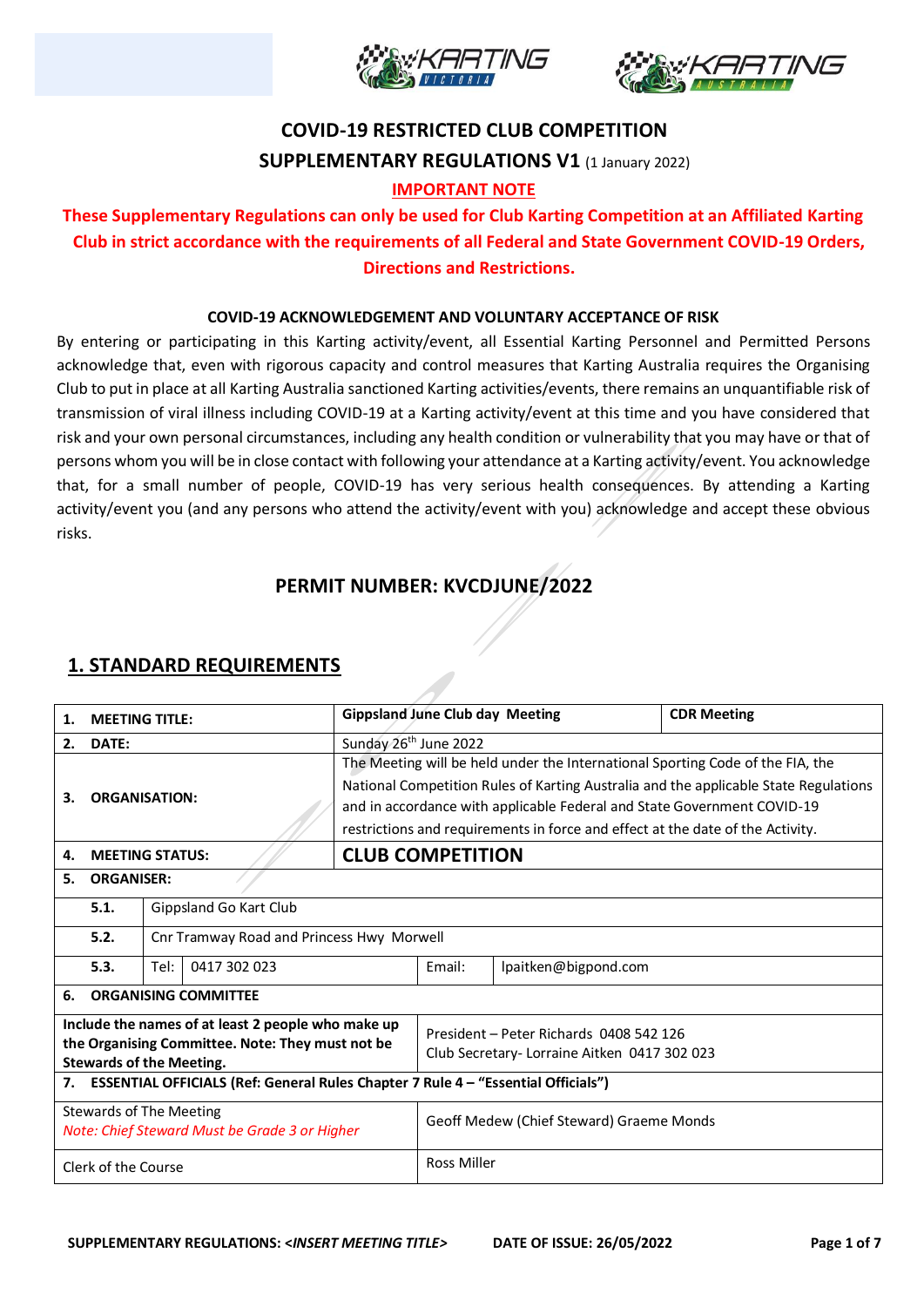# COVID-19 RESTRICTED CLUB COMPETITION

## SUPPLEMENTARY REGULATIONS V1 (1 January 2022)

**IMPORTANT NOTE**

**These Supplementary Regulations can only be used for Club Karting Competition at an Affiliated Karting Club in strict accordance with the requirements of all Federal and State Government COVID-19 Orders, Directions and Restrictions.**

**COVID-19 ACKNOWLEDGEMENT AND VOLUNTARY ACCEPTANCE OF RISK**

By entering or participating in this Karting activity/event, all Essential Karting Personnel and Permitted Persons acknowledge that, even with rigorous capacity and control measures that Karting Australia requires the Organising Club to put in place at all Karting Australia sanctioned Karting activities/events, there remains an unquantifiable risk of transmission of viral illness including COVID-19 at a Karting activity/event at this time and you have considered that risk and your own personal circumstances, including any health condition or vulnerability that you may have or that of persons whom you will be in close contact with following your attendance at a Karting activity/event. You acknowledge that, for a small number of people, COVID-19 has very serious health consequences. By attending a Karting activity/event you (and any persons who attend the activity/event with you) acknowledge and accept these obvious risks.

## PERMIT NUMBER: KVCDJUNE/2022

## 1. STANDARD REQUIREMENTS

| | | | | | |
|---|---|---|---|---|---|
| **1.** | **MEETING TITLE:** | | **Gippsland June Club day Meeting** | | **CDR Meeting** |
| **2.** | **DATE:** | | Sunday 26th June 2022 | | |
| **3.** | **ORGANISATION:** | | The Meeting will be held under the International Sporting Code of the FIA, the National Competition Rules of Karting Australia and the applicable State Regulations and in accordance with applicable Federal and State Government COVID-19 restrictions and requirements in force and effect at the date of the Activity. | | |
| **4.** | **MEETING STATUS:** | | **CLUB COMPETITION** | | |
| **5.** | **ORGANISER:** | | | | |
| | **5.1.** | Gippsland Go Kart Club | | | |
| | **5.2.** | Cnr Tramway Road and Princess Hwy Morwell | | | |
| | **5.3.** | Tel: 0417 302 023 | Email: | lpaitken@bigpond.com | |
| **6.** | **ORGANISING COMMITTEE** | | | | |
| **Include the names of at least 2 people who make up the Organising Committee. Note: They must not be Stewards of the Meeting.** | | | President – Peter Richards 0408 542 126<br>Club Secretary- Lorraine Aitken 0417 302 023 | | |
| **7.** | **ESSENTIAL OFFICIALS (Ref: General Rules Chapter 7 Rule 4 – "Essential Officials")** | | | | |
| Stewards of The Meeting<br>*Note: Chief Steward Must be Grade 3 or Higher* | | | Geoff Medew (Chief Steward) Graeme Monds | | |
| Clerk of the Course | | | Ross Miller | | |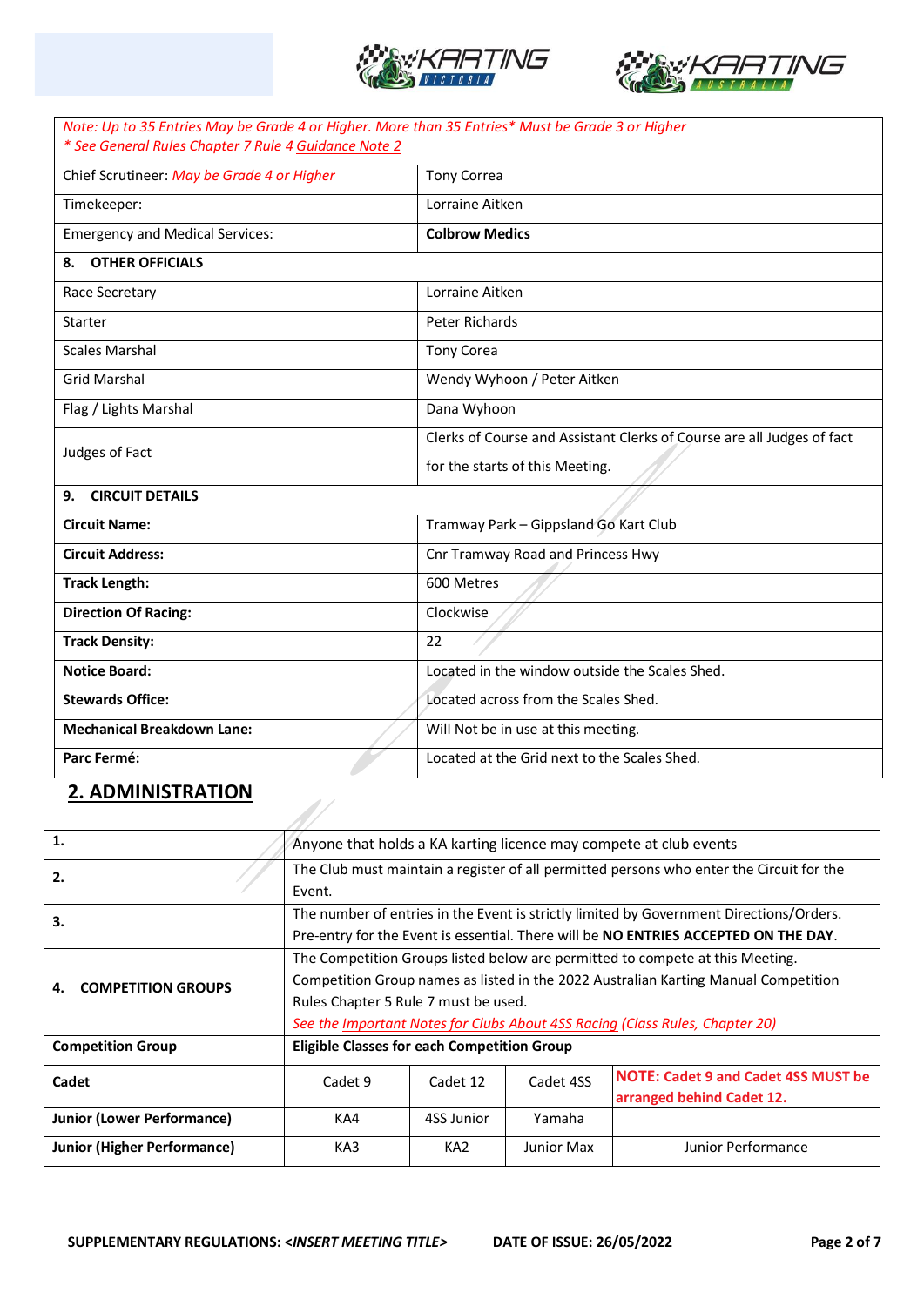| *Note: Up to 35 Entries May be Grade 4 or Higher. More than 35 Entries\* Must be Grade 3 or Higher* *\* See General Rules Chapter 7 Rule 4 Guidance Note 2* | |
|---|---|
| Chief Scrutineer: *May be Grade 4 or Higher* | Tony Correa |
| Timekeeper: | Lorraine Aitken |
| Emergency and Medical Services: | **Colbrow Medics** |
| **8. OTHER OFFICIALS** | |
| Race Secretary | Lorraine Aitken |
| Starter | Peter Richards |
| Scales Marshal | Tony Corea |
| Grid Marshal | Wendy Wyhoon / Peter Aitken |
| Flag / Lights Marshal | Dana Wyhoon |
| Judges of Fact | Clerks of Course and Assistant Clerks of Course are all Judges of fact for the starts of this Meeting. |
| **9. CIRCUIT DETAILS** | |
| **Circuit Name:** | Tramway Park – Gippsland Go Kart Club |
| **Circuit Address:** | Cnr Tramway Road and Princess Hwy |
| **Track Length:** | 600 Metres |
| **Direction Of Racing:** | Clockwise |
| **Track Density:** | 22 |
| **Notice Board:** | Located in the window outside the Scales Shed. |
| **Stewards Office:** | Located across from the Scales Shed. |
| **Mechanical Breakdown Lane:** | Will Not be in use at this meeting. |
| **Parc Fermé:** | Located at the Grid next to the Scales Shed. |

## 2. ADMINISTRATION

| **1.** | Anyone that holds a KA karting licence may compete at club events | | | |
|---|---|---|---|---|
| **2.** | The Club must maintain a register of all permitted persons who enter the Circuit for the Event. | | | |
| **3.** | The number of entries in the Event is strictly limited by Government Directions/Orders. Pre-entry for the Event is essential. There will be **NO ENTRIES ACCEPTED ON THE DAY**. | | | |
| **4. COMPETITION GROUPS** | The Competition Groups listed below are permitted to compete at this Meeting. Competition Group names as listed in the 2022 Australian Karting Manual Competition Rules Chapter 5 Rule 7 must be used. *See the Important Notes for Clubs About 4SS Racing (Class Rules, Chapter 20)* | | | |
| **Competition Group** | **Eligible Classes for each Competition Group** | | | |
| **Cadet** | Cadet 9 | Cadet 12 | Cadet 4SS | **NOTE: Cadet 9 and Cadet 4SS MUST be arranged behind Cadet 12.** |
| **Junior (Lower Performance)** | KA4 | 4SS Junior | Yamaha | |
| **Junior (Higher Performance)** | KA3 | KA2 | Junior Max | Junior Performance |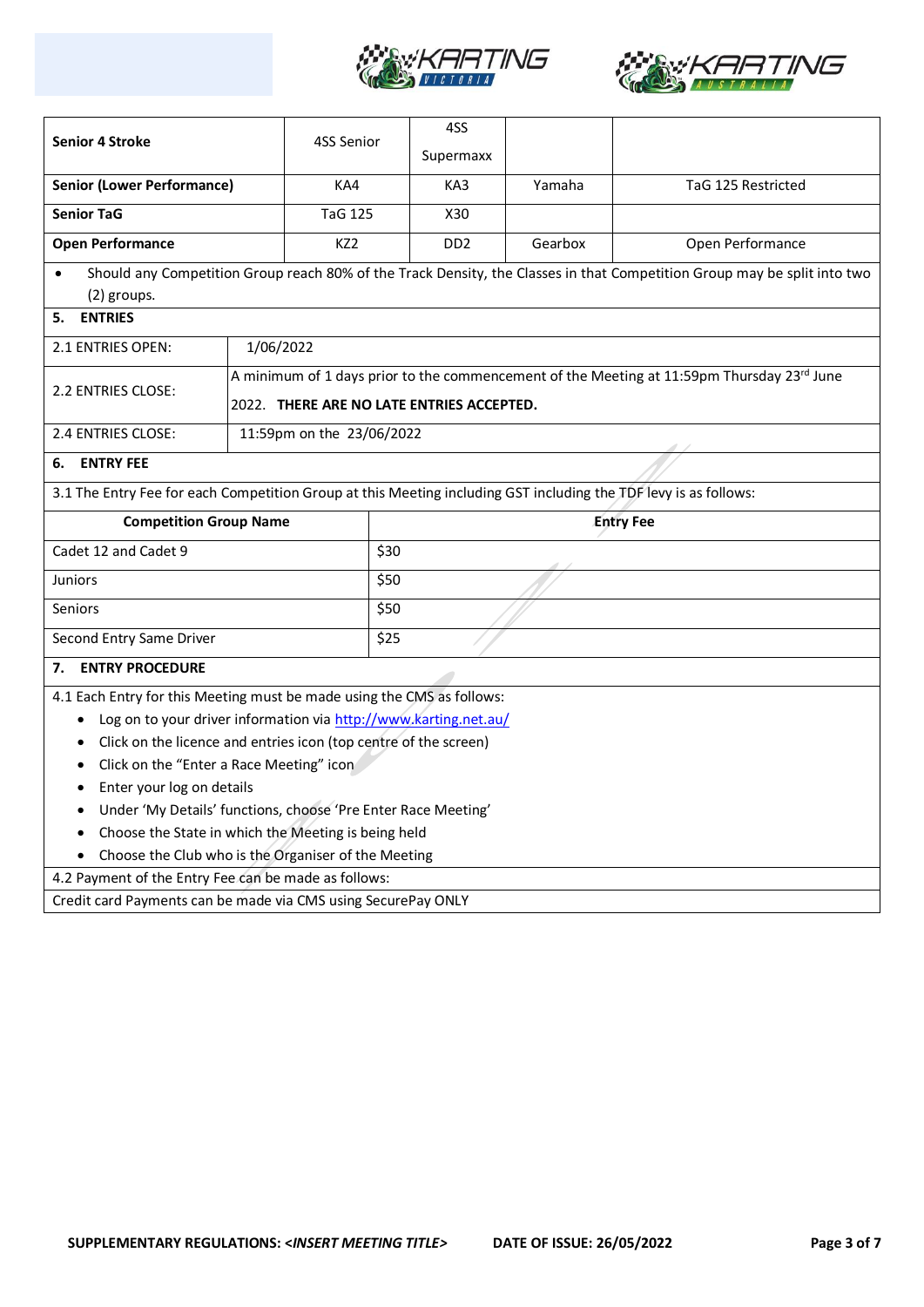| Senior 4 Stroke | 4SS Senior | 4SS Supermaxx | | |
|---|---|---|---|---|
| **Senior (Lower Performance)** | KA4 | KA3 | Yamaha | TaG 125 Restricted |
| **Senior TaG** | TaG 125 | X30 | | |
| **Open Performance** | KZ2 | DD2 | Gearbox | Open Performance |

- Should any Competition Group reach 80% of the Track Density, the Classes in that Competition Group may be split into two (2) groups.

## 5. ENTRIES

| | |
|---|---|
| 2.1 ENTRIES OPEN: | 1/06/2022 |
| 2.2 ENTRIES CLOSE: | A minimum of 1 days prior to the commencement of the Meeting at 11:59pm Thursday 23rd June 2022. **THERE ARE NO LATE ENTRIES ACCEPTED.** |
| 2.4 ENTRIES CLOSE: | 11:59pm on the 23/06/2022 |

## 6. ENTRY FEE

3.1 The Entry Fee for each Competition Group at this Meeting including GST including the TDF levy is as follows:

| Competition Group Name | Entry Fee |
|---|---|
| Cadet 12 and Cadet 9 | $30 |
| Juniors | $50 |
| Seniors | $50 |
| Second Entry Same Driver | $25 |

## 7. ENTRY PROCEDURE

4.1 Each Entry for this Meeting must be made using the CMS as follows:

- Log on to your driver information via http://www.karting.net.au/
- Click on the licence and entries icon (top centre of the screen)
- Click on the “Enter a Race Meeting” icon
- Enter your log on details
- Under ‘My Details’ functions, choose ‘Pre Enter Race Meeting’
- Choose the State in which the Meeting is being held
- Choose the Club who is the Organiser of the Meeting

4.2 Payment of the Entry Fee can be made as follows:

Credit card Payments can be made via CMS using SecurePay ONLY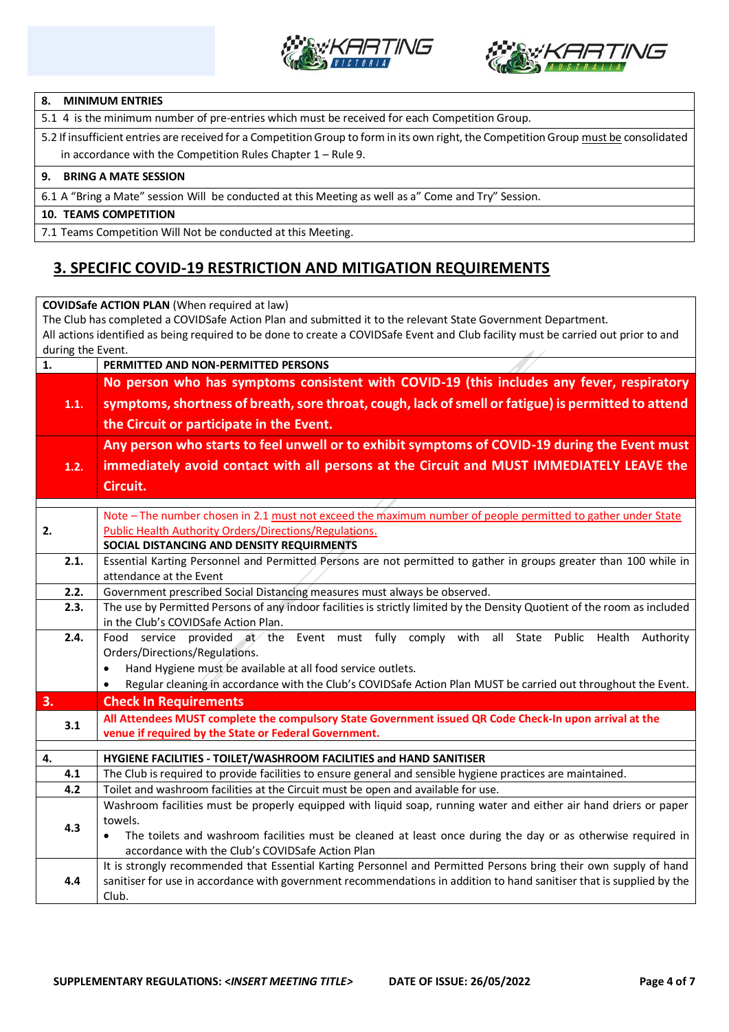| 8. MINIMUM ENTRIES |
| --- |
| 5.1 4 is the minimum number of pre-entries which must be received for each Competition Group. |
| 5.2 If insufficient entries are received for a Competition Group to form in its own right, the Competition Group must be consolidated in accordance with the Competition Rules Chapter 1 – Rule 9. |
| **9. BRING A MATE SESSION** |
| 6.1 A "Bring a Mate" session Will be conducted at this Meeting as well as a" Come and Try" Session. |
| **10. TEAMS COMPETITION** |
| 7.1 Teams Competition Will Not be conducted at this Meeting. |

## 3. SPECIFIC COVID-19 RESTRICTION AND MITIGATION REQUIREMENTS

**COVIDSafe ACTION PLAN** (When required at law)
The Club has completed a COVIDSafe Action Plan and submitted it to the relevant State Government Department.
All actions identified as being required to be done to create a COVIDSafe Event and Club facility must be carried out prior to and during the Event.

| | |
| --- | --- |
| **1.** | **PERMITTED AND NON-PERMITTED PERSONS** |
| **1.1.** | **No person who has symptoms consistent with COVID-19 (this includes any fever, respiratory symptoms, shortness of breath, sore throat, cough, lack of smell or fatigue) is permitted to attend the Circuit or participate in the Event.** |
| **1.2.** | **Any person who starts to feel unwell or to exhibit symptoms of COVID-19 during the Event must immediately avoid contact with all persons at the Circuit and MUST IMMEDIATELY LEAVE the Circuit.** |
| **2.** | Note – The number chosen in 2.1 must not exceed the maximum number of people permitted to gather under State Public Health Authority Orders/Directions/Regulations. **SOCIAL DISTANCING AND DENSITY REQUIRMENTS** |
| **2.1.** | Essential Karting Personnel and Permitted Persons are not permitted to gather in groups greater than 100 while in attendance at the Event |
| **2.2.** | Government prescribed Social Distancing measures must always be observed. |
| **2.3.** | The use by Permitted Persons of any indoor facilities is strictly limited by the Density Quotient of the room as included in the Club's COVIDSafe Action Plan. |
| **2.4.** | Food service provided at the Event must fully comply with all State Public Health Authority Orders/Directions/Regulations.<br>• Hand Hygiene must be available at all food service outlets.<br>• Regular cleaning in accordance with the Club's COVIDSafe Action Plan MUST be carried out throughout the Event. |
| **3.** | **Check In Requirements** |
| **3.1** | **All Attendees MUST complete the compulsory State Government issued QR Code Check-In upon arrival at the venue if required by the State or Federal Government.** |
| **4.** | **HYGIENE FACILITIES - TOILET/WASHROOM FACILITIES and HAND SANITISER** |
| **4.1** | The Club is required to provide facilities to ensure general and sensible hygiene practices are maintained. |
| **4.2** | Toilet and washroom facilities at the Circuit must be open and available for use. |
| **4.3** | Washroom facilities must be properly equipped with liquid soap, running water and either air hand driers or paper towels.<br>• The toilets and washroom facilities must be cleaned at least once during the day or as otherwise required in accordance with the Club's COVIDSafe Action Plan |
| **4.4** | It is strongly recommended that Essential Karting Personnel and Permitted Persons bring their own supply of hand sanitiser for use in accordance with government recommendations in addition to hand sanitiser that is supplied by the Club. |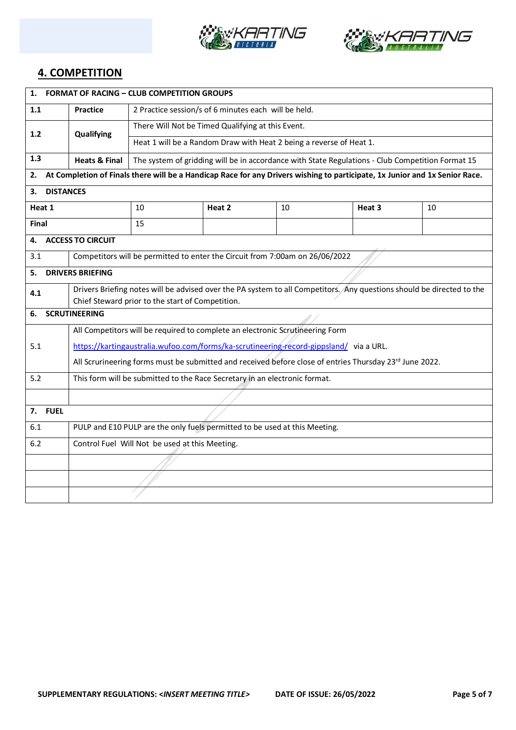## 4. COMPETITION

| 1. FORMAT OF RACING – CLUB COMPETITION GROUPS | | | | | |
|---|---|---|---|---|---|
| 1.1 | Practice | 2 Practice session/s of 6 minutes each will be held. | | | |
| 1.2 | Qualifying | There Will Not be Timed Qualifying at this Event. | | | |
| | | Heat 1 will be a Random Draw with Heat 2 being a reverse of Heat 1. | | | |
| 1.3 | Heats & Final | The system of gridding will be in accordance with State Regulations - Club Competition Format 15 | | | |
| **2. At Completion of Finals there will be a Handicap Race for any Drivers wishing to participate, 1x Junior and 1x Senior Race.** | | | | | |
| **3. DISTANCES** | | | | | |
| **Heat 1** | 10 | **Heat 2** | 10 | **Heat 3** | 10 |
| **Final** | 15 | | | | |
| **4. ACCESS TO CIRCUIT** | | | | | |
| 3.1 | Competitors will be permitted to enter the Circuit from 7:00am on 26/06/2022 | | | | |
| **5. DRIVERS BRIEFING** | | | | | |
| 4.1 | Drivers Briefing notes will be advised over the PA system to all Competitors. Any questions should be directed to the Chief Steward prior to the start of Competition. | | | | |
| **6. SCRUTINEERING** | | | | | |
| 5.1 | All Competitors will be required to complete an electronic Scrutineering Form https://kartingaustralia.wufoo.com/forms/ka-scrutineering-record-gippsland/ via a URL. All Scrurineering forms must be submitted and received before close of entries Thursday 23rd June 2022. | | | | |
| 5.2 | This form will be submitted to the Race Secretary in an electronic format. | | | | |
| | | | | | |
| **7. FUEL** | | | | | |
| 6.1 | PULP and E10 PULP are the only fuels permitted to be used at this Meeting. | | | | |
| 6.2 | Control Fuel Will Not be used at this Meeting. | | | | |
| | | | | | |
| | | | | | |
| | | | | | |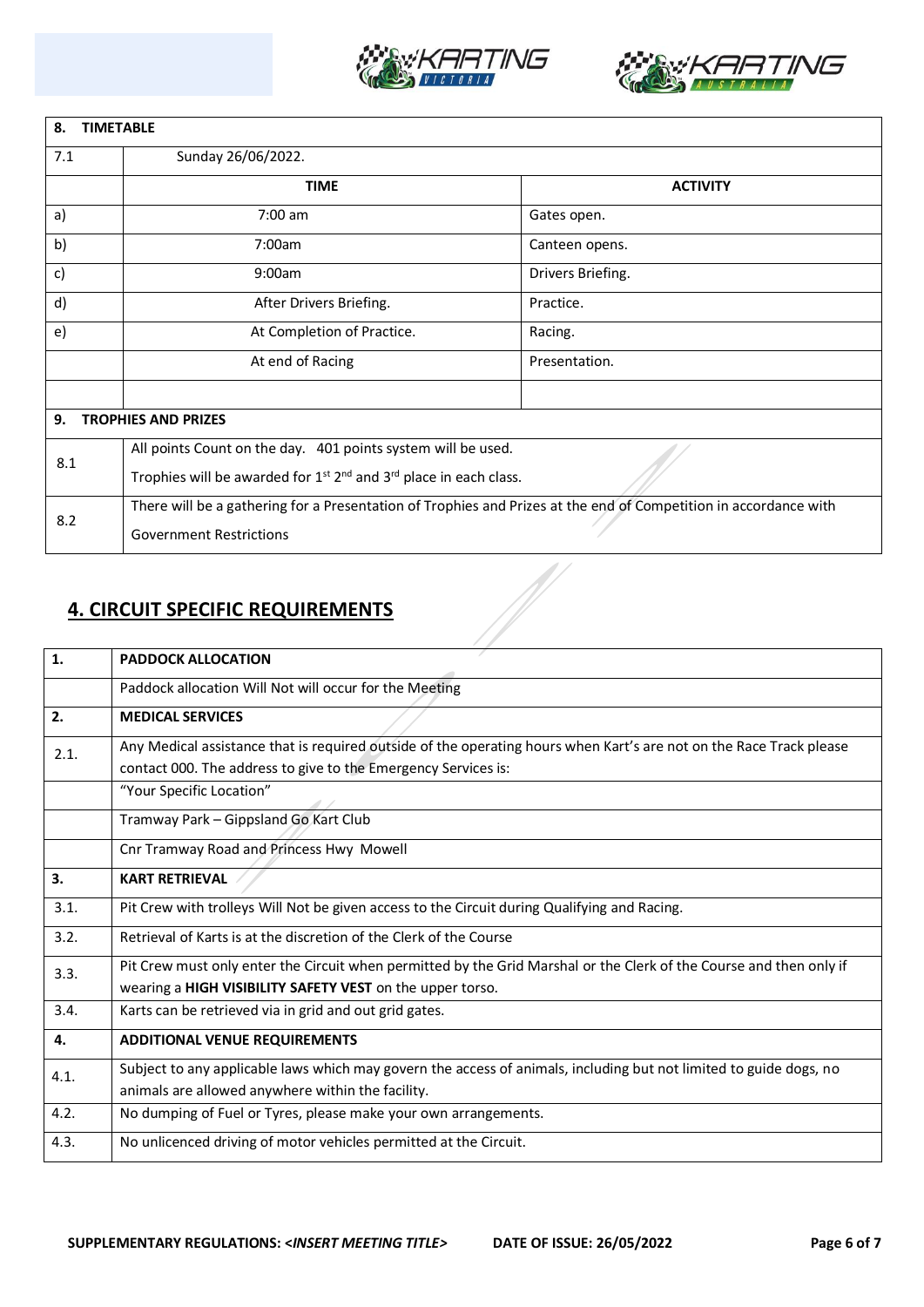| 8. TIMETABLE | | |
|---|---|---|
| 7.1 | Sunday 26/06/2022. | |
| | **TIME** | **ACTIVITY** |
| a) | 7:00 am | Gates open. |
| b) | 7:00am | Canteen opens. |
| c) | 9:00am | Drivers Briefing. |
| d) | After Drivers Briefing. | Practice. |
| e) | At Completion of Practice. | Racing. |
| | At end of Racing | Presentation. |
| | | |

| 9. TROPHIES AND PRIZES | |
|---|---|
| 8.1 | All points Count on the day. 401 points system will be used.<br>Trophies will be awarded for 1st 2nd and 3rd place in each class. |
| 8.2 | There will be a gathering for a Presentation of Trophies and Prizes at the end of Competition in accordance with Government Restrictions |

## 4. CIRCUIT SPECIFIC REQUIREMENTS

| 1. | PADDOCK ALLOCATION |
|---|---|
| | Paddock allocation Will Not will occur for the Meeting |
| **2.** | **MEDICAL SERVICES** |
| 2.1. | Any Medical assistance that is required outside of the operating hours when Kart's are not on the Race Track please contact 000. The address to give to the Emergency Services is: |
| | "Your Specific Location" |
| | Tramway Park – Gippsland Go Kart Club |
| | Cnr Tramway Road and Princess Hwy Mowell |
| **3.** | **KART RETRIEVAL** |
| 3.1. | Pit Crew with trolleys Will Not be given access to the Circuit during Qualifying and Racing. |
| 3.2. | Retrieval of Karts is at the discretion of the Clerk of the Course |
| 3.3. | Pit Crew must only enter the Circuit when permitted by the Grid Marshal or the Clerk of the Course and then only if wearing a **HIGH VISIBILITY SAFETY VEST** on the upper torso. |
| 3.4. | Karts can be retrieved via in grid and out grid gates. |
| **4.** | **ADDITIONAL VENUE REQUIREMENTS** |
| 4.1. | Subject to any applicable laws which may govern the access of animals, including but not limited to guide dogs, no animals are allowed anywhere within the facility. |
| 4.2. | No dumping of Fuel or Tyres, please make your own arrangements. |
| 4.3. | No unlicenced driving of motor vehicles permitted at the Circuit. |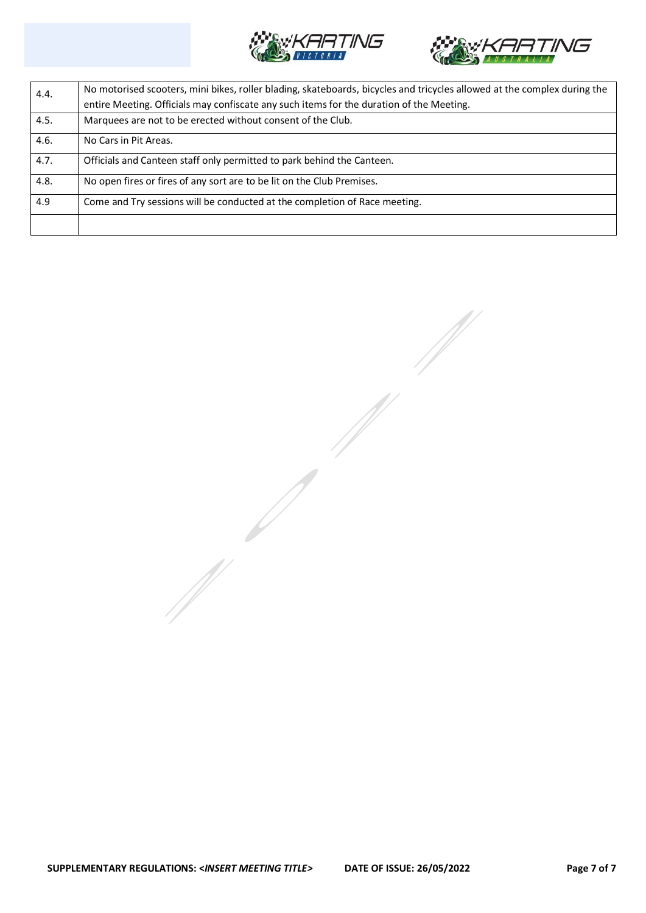| | |
|---|---|
| 4.4. | No motorised scooters, mini bikes, roller blading, skateboards, bicycles and tricycles allowed at the complex during the entire Meeting. Officials may confiscate any such items for the duration of the Meeting. |
| 4.5. | Marquees are not to be erected without consent of the Club. |
| 4.6. | No Cars in Pit Areas. |
| 4.7. | Officials and Canteen staff only permitted to park behind the Canteen. |
| 4.8. | No open fires or fires of any sort are to be lit on the Club Premises. |
| 4.9 | Come and Try sessions will be conducted at the completion of Race meeting. |
| | |